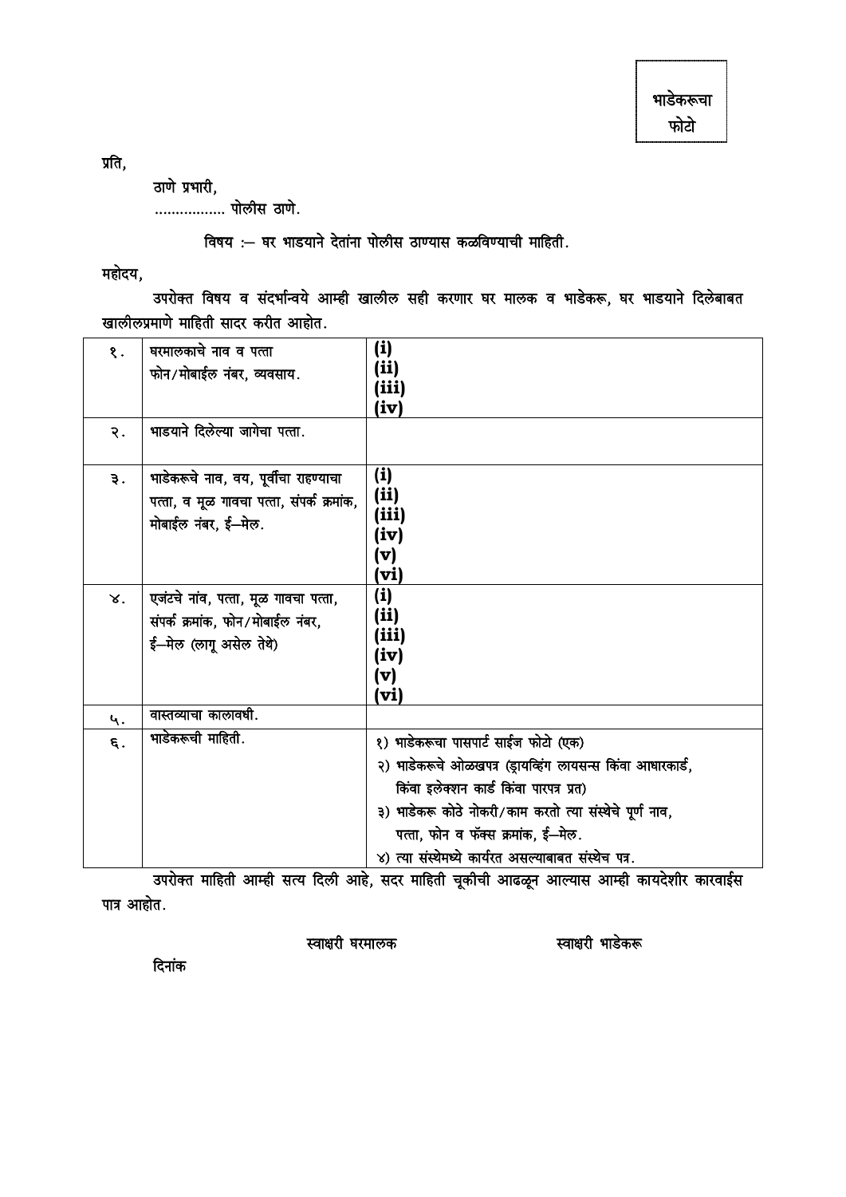भाडेकरूचा फोटो

प्रति,

ठाणे प्रभारी,
................. पोलीस ठाणे.

विषय :— घर भाडयाने देतांना पोलीस ठाण्यास कळविण्याची माहिती.

महोदय,

उपरोक्त विषय व संदर्भान्वये आम्ही खालील सही करणार घर मालक व भाडेकरू, घर भाडयाने दिलेबाबत खालीलप्रमाणे माहिती सादर करीत आहोत.

| | | |
|---|---|---|
| १. | घरमालकाचे नाव व पत्ता<br>फोन/मोबाईल नंबर, व्यवसाय. | (i)<br>(ii)<br>(iii)<br>(iv) |
| २. | भाडयाने दिलेल्या जागेचा पत्ता. | |
| ३. | भाडेकरूचे नाव, वय, पूर्वीचा राहण्याचा पत्ता, व मूळ गावचा पत्ता, संपर्क क्रमांक, मोबाईल नंबर, ई—मेल. | (i)<br>(ii)<br>(iii)<br>(iv)<br>(v)<br>(vi) |
| ४. | एजंटचे नांव, पत्ता, मूळ गावचा पत्ता, संपर्क क्रमांक, फोन/मोबाईल नंबर, ई—मेल (लागू असेल तेथे) | (i)<br>(ii)<br>(iii)<br>(iv)<br>(v)<br>(vi) |
| ५. | वास्तव्याचा कालावधी. | |
| ६. | भाडेकरूची माहिती. | १) भाडेकरूचा पासपार्ट साईज फोटो (एक)<br>२) भाडेकरूचे ओळखपत्र (ड्रायव्हिंग लायसन्स किंवा आधारकार्ड, किंवा इलेक्शन कार्ड किंवा पारपत्र प्रत)<br>३) भाडेकरू कोठे नोकरी/काम करतो त्या संस्थेचे पूर्ण नाव, पत्ता, फोन व फॅक्स क्रमांक, ई—मेल.<br>४) त्या संस्थेमध्ये कार्यरत असल्याबाबत संस्थेच पत्र. |

उपरोक्त माहिती आम्ही सत्य दिली आहे, सदर माहिती चूकीची आढळून आल्यास आम्ही कायदेशीर कारवाईस पात्र आहोत.

स्वाक्षरी घरमालक स्वाक्षरी भाडेकरू

दिनांक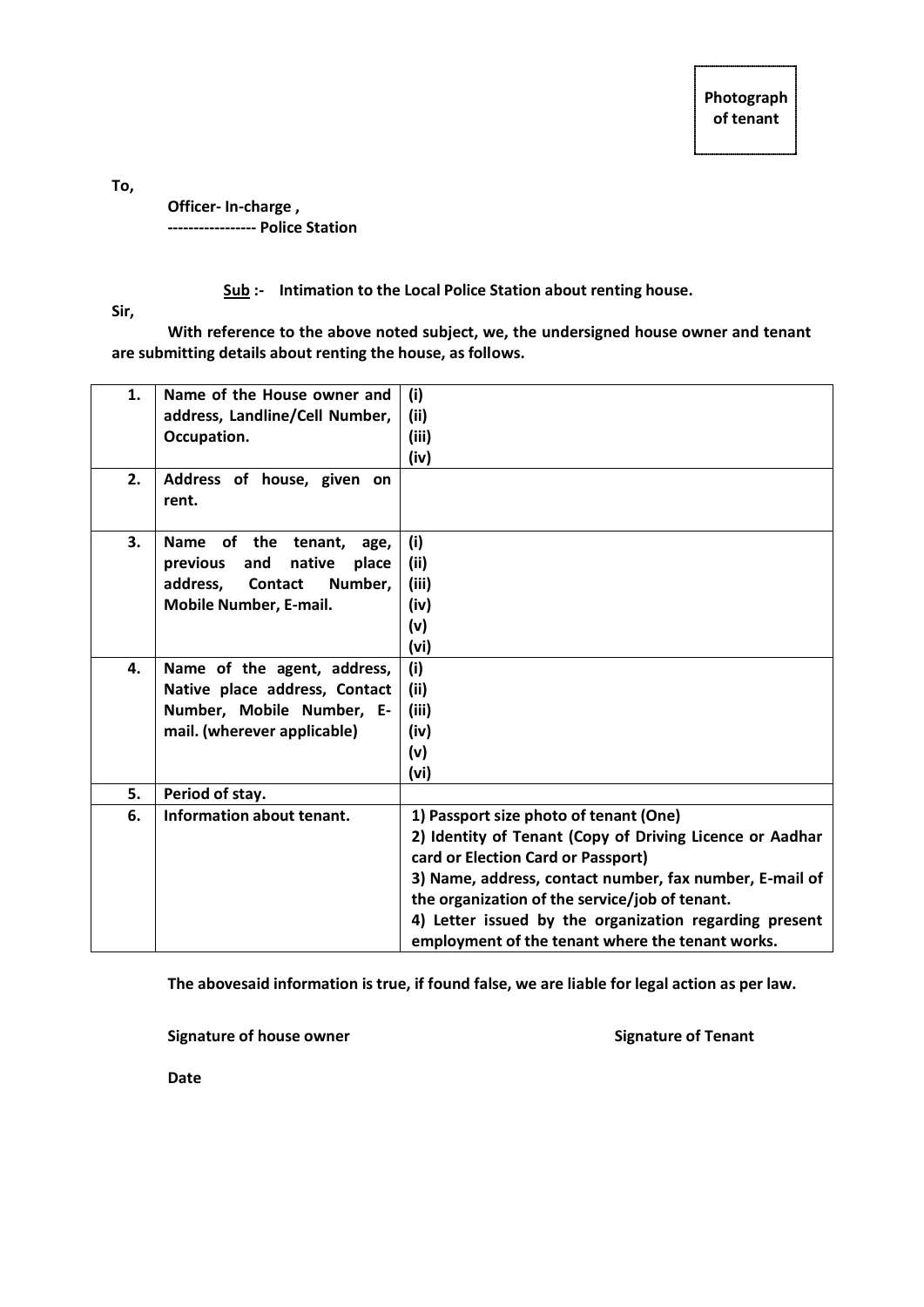**Photograph of tenant**

**To,**

**Officer- In-charge ,**
**----------------- Police Station**

**<u>Sub</u> :- Intimation to the Local Police Station about renting house.**

**Sir,**

**With reference to the above noted subject, we, the undersigned house owner and tenant are submitting details about renting the house, as follows.**

| | | |
|---|---|---|
| **1.** | **Name of the House owner and address, Landline/Cell Number, Occupation.** | **(i)**<br>**(ii)**<br>**(iii)**<br>**(iv)** |
| **2.** | **Address of house, given on rent.** | |
| **3.** | **Name of the tenant, age, previous and native place address, Contact Number, Mobile Number, E-mail.** | **(i)**<br>**(ii)**<br>**(iii)**<br>**(iv)**<br>**(v)**<br>**(vi)** |
| **4.** | **Name of the agent, address, Native place address, Contact Number, Mobile Number, E-mail. (wherever applicable)** | **(i)**<br>**(ii)**<br>**(iii)**<br>**(iv)**<br>**(v)**<br>**(vi)** |
| **5.** | **Period of stay.** | |
| **6.** | **Information about tenant.** | **1) Passport size photo of tenant (One)**<br>**2) Identity of Tenant (Copy of Driving Licence or Aadhar card or Election Card or Passport)**<br>**3) Name, address, contact number, fax number, E-mail of the organization of the service/job of tenant.**<br>**4) Letter issued by the organization regarding present employment of the tenant where the tenant works.** |

**The abovesaid information is true, if found false, we are liable for legal action as per law.**

**Signature of house owner** **Signature of Tenant**

**Date**